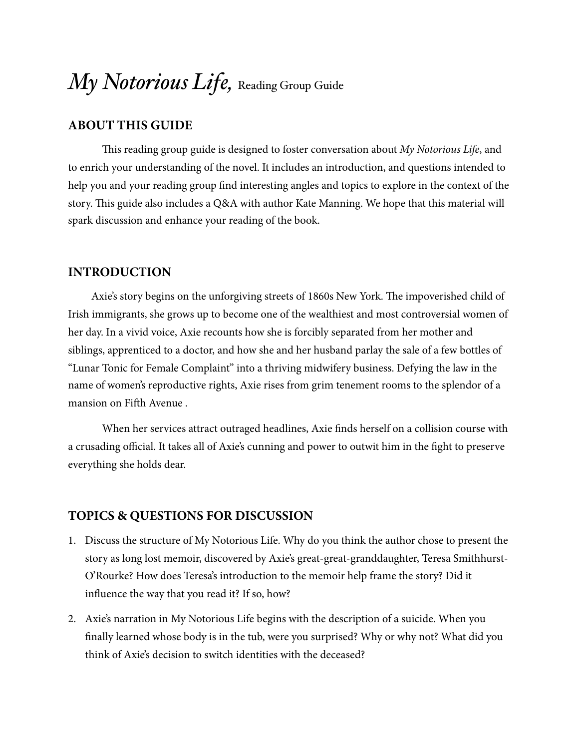# *My Notorious Life,* Reading Group Guide

## ABOUT THIS GUIDE

This reading group guide is designed to foster conversation about *My Notorious Life*, and to enrich your understanding of the novel. It includes an introduction, and questions intended to help you and your reading group find interesting angles and topics to explore in the context of the story. This guide also includes a Q&A with author Kate Manning. We hope that this material will spark discussion and enhance your reading of the book.

## INTRODUCTION

Axie's story begins on the unforgiving streets of 1860s New York. The impoverished child of Irish immigrants, she grows up to become one of the wealthiest and most controversial women of her day. In a vivid voice, Axie recounts how she is forcibly separated from her mother and siblings, apprenticed to a doctor, and how she and her husband parlay the sale of a few bottles of "Lunar Tonic for Female Complaint" into a thriving midwifery business. Defying the law in the name of women's reproductive rights, Axie rises from grim tenement rooms to the splendor of a mansion on Fifth Avenue .

When her services attract outraged headlines, Axie finds herself on a collision course with a crusading official. It takes all of Axie's cunning and power to outwit him in the fight to preserve everything she holds dear.

## TOPICS & QUESTIONS FOR DISCUSSION

1. Discuss the structure of My Notorious Life. Why do you think the author chose to present the story as long lost memoir, discovered by Axie's great-great-granddaughter, Teresa Smithhurst-O'Rourke? How does Teresa's introduction to the memoir help frame the story? Did it influence the way that you read it? If so, how?
2. Axie's narration in My Notorious Life begins with the description of a suicide. When you finally learned whose body is in the tub, were you surprised? Why or why not? What did you think of Axie's decision to switch identities with the deceased?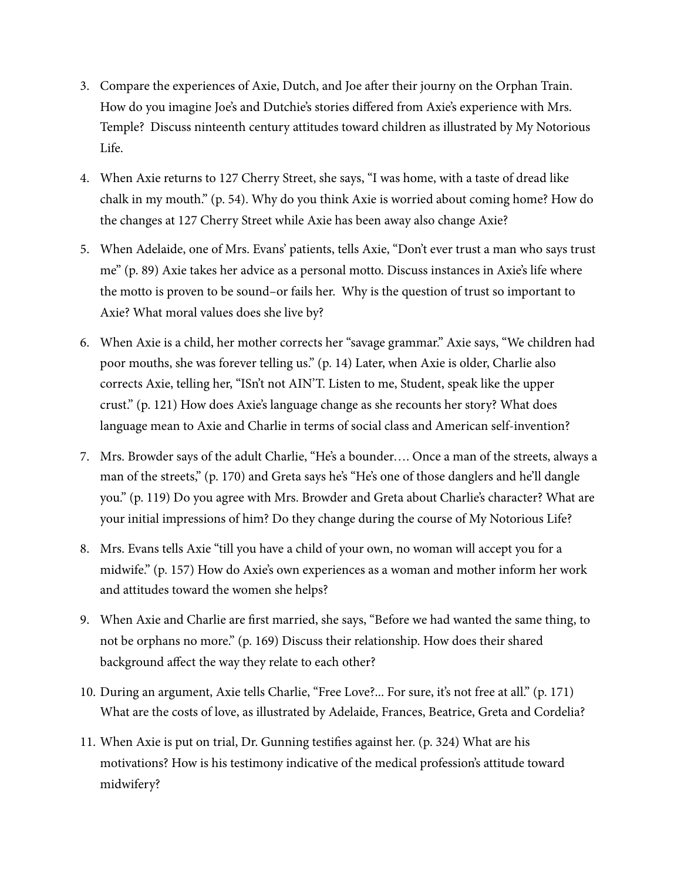3. Compare the experiences of Axie, Dutch, and Joe after their journy on the Orphan Train. How do you imagine Joe's and Dutchie's stories differed from Axie's experience with Mrs. Temple? Discuss ninteenth century attitudes toward children as illustrated by My Notorious Life.

4. When Axie returns to 127 Cherry Street, she says, "I was home, with a taste of dread like chalk in my mouth." (p. 54). Why do you think Axie is worried about coming home? How do the changes at 127 Cherry Street while Axie has been away also change Axie?

5. When Adelaide, one of Mrs. Evans' patients, tells Axie, "Don't ever trust a man who says trust me" (p. 89) Axie takes her advice as a personal motto. Discuss instances in Axie's life where the motto is proven to be sound–or fails her. Why is the question of trust so important to Axie? What moral values does she live by?

6. When Axie is a child, her mother corrects her "savage grammar." Axie says, "We children had poor mouths, she was forever telling us." (p. 14) Later, when Axie is older, Charlie also corrects Axie, telling her, "ISn't not AIN'T. Listen to me, Student, speak like the upper crust." (p. 121) How does Axie's language change as she recounts her story? What does language mean to Axie and Charlie in terms of social class and American self-invention?

7. Mrs. Browder says of the adult Charlie, "He's a bounder…. Once a man of the streets, always a man of the streets," (p. 170) and Greta says he's "He's one of those danglers and he'll dangle you." (p. 119) Do you agree with Mrs. Browder and Greta about Charlie's character? What are your initial impressions of him? Do they change during the course of My Notorious Life?

8. Mrs. Evans tells Axie "till you have a child of your own, no woman will accept you for a midwife." (p. 157) How do Axie's own experiences as a woman and mother inform her work and attitudes toward the women she helps?

9. When Axie and Charlie are first married, she says, "Before we had wanted the same thing, to not be orphans no more." (p. 169) Discuss their relationship. How does their shared background affect the way they relate to each other?

10. During an argument, Axie tells Charlie, "Free Love?... For sure, it's not free at all." (p. 171) What are the costs of love, as illustrated by Adelaide, Frances, Beatrice, Greta and Cordelia?

11. When Axie is put on trial, Dr. Gunning testifies against her. (p. 324) What are his motivations? How is his testimony indicative of the medical profession's attitude toward midwifery?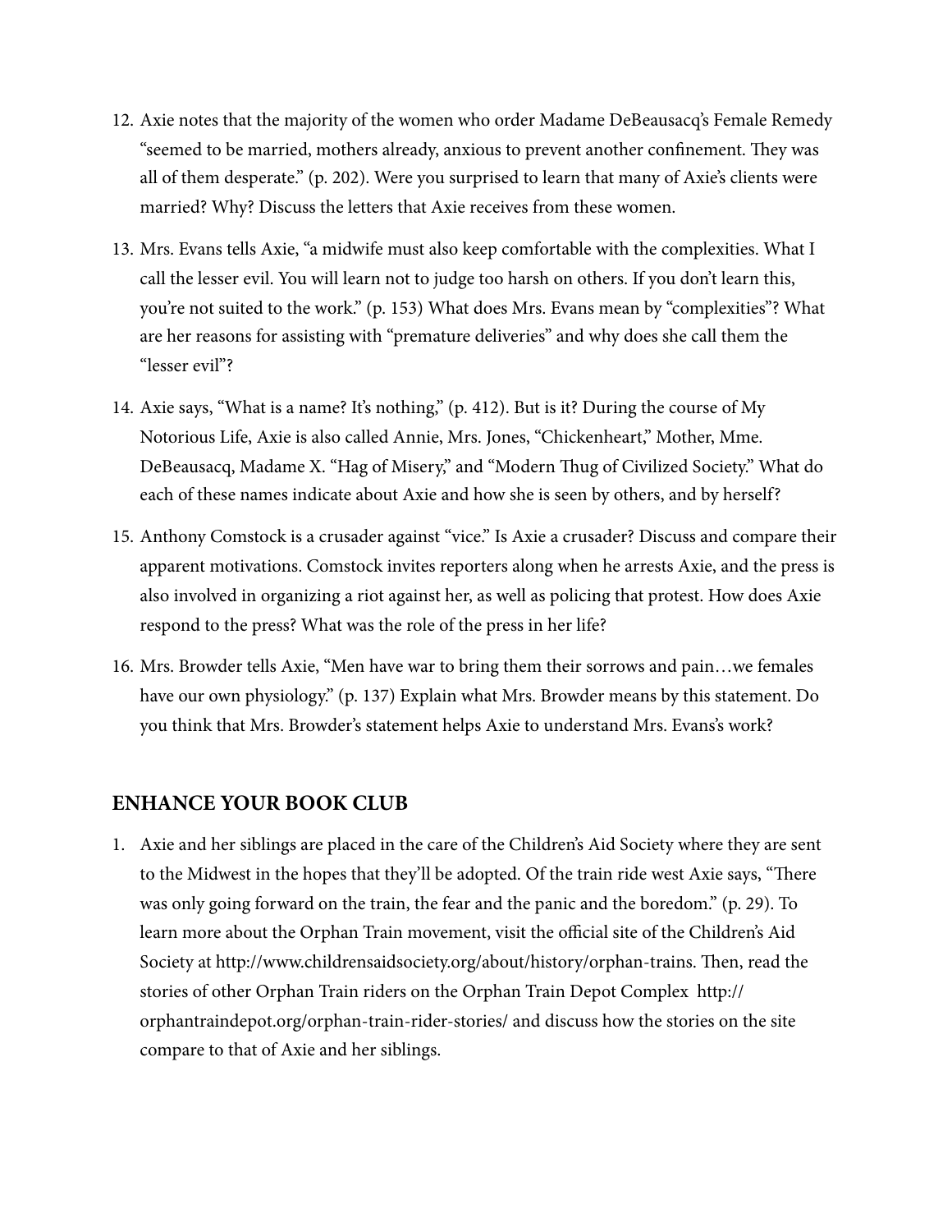12. Axie notes that the majority of the women who order Madame DeBeausacq's Female Remedy "seemed to be married, mothers already, anxious to prevent another confinement. They was all of them desperate." (p. 202). Were you surprised to learn that many of Axie's clients were married? Why? Discuss the letters that Axie receives from these women.

13. Mrs. Evans tells Axie, "a midwife must also keep comfortable with the complexities. What I call the lesser evil. You will learn not to judge too harsh on others. If you don't learn this, you're not suited to the work." (p. 153) What does Mrs. Evans mean by "complexities"? What are her reasons for assisting with "premature deliveries" and why does she call them the "lesser evil"?

14. Axie says, "What is a name? It's nothing," (p. 412). But is it? During the course of My Notorious Life, Axie is also called Annie, Mrs. Jones, "Chickenheart," Mother, Mme. DeBeausacq, Madame X. "Hag of Misery," and "Modern Thug of Civilized Society." What do each of these names indicate about Axie and how she is seen by others, and by herself?

15. Anthony Comstock is a crusader against "vice." Is Axie a crusader? Discuss and compare their apparent motivations. Comstock invites reporters along when he arrests Axie, and the press is also involved in organizing a riot against her, as well as policing that protest. How does Axie respond to the press? What was the role of the press in her life?

16. Mrs. Browder tells Axie, "Men have war to bring them their sorrows and pain…we females have our own physiology." (p. 137) Explain what Mrs. Browder means by this statement. Do you think that Mrs. Browder's statement helps Axie to understand Mrs. Evans's work?

## ENHANCE YOUR BOOK CLUB

1. Axie and her siblings are placed in the care of the Children's Aid Society where they are sent to the Midwest in the hopes that they'll be adopted. Of the train ride west Axie says, "There was only going forward on the train, the fear and the panic and the boredom." (p. 29). To learn more about the Orphan Train movement, visit the official site of the Children's Aid Society at http://www.childrensaidsociety.org/about/history/orphan-trains. Then, read the stories of other Orphan Train riders on the Orphan Train Depot Complex http://orphantraindepot.org/orphan-train-rider-stories/ and discuss how the stories on the site compare to that of Axie and her siblings.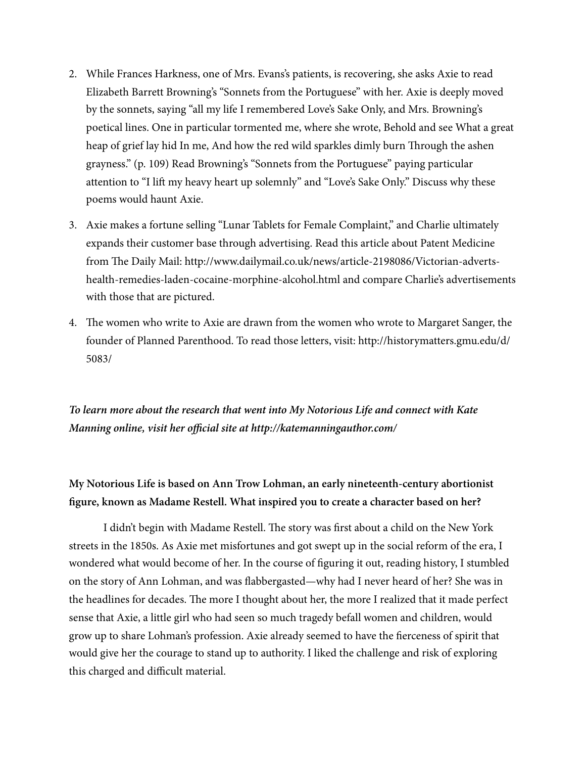2. While Frances Harkness, one of Mrs. Evans's patients, is recovering, she asks Axie to read Elizabeth Barrett Browning's "Sonnets from the Portuguese" with her. Axie is deeply moved by the sonnets, saying "all my life I remembered Love's Sake Only, and Mrs. Browning's poetical lines. One in particular tormented me, where she wrote, Behold and see What a great heap of grief lay hid In me, And how the red wild sparkles dimly burn Through the ashen grayness." (p. 109) Read Browning's "Sonnets from the Portuguese" paying particular attention to "I lift my heavy heart up solemnly" and "Love's Sake Only." Discuss why these poems would haunt Axie.

3. Axie makes a fortune selling "Lunar Tablets for Female Complaint," and Charlie ultimately expands their customer base through advertising. Read this article about Patent Medicine from The Daily Mail: http://www.dailymail.co.uk/news/article-2198086/Victorian-adverts-health-remedies-laden-cocaine-morphine-alcohol.html and compare Charlie's advertisements with those that are pictured.

4. The women who write to Axie are drawn from the women who wrote to Margaret Sanger, the founder of Planned Parenthood. To read those letters, visit: http://historymatters.gmu.edu/d/5083/

***To learn more about the research that went into My Notorious Life and connect with Kate Manning online, visit her official site at http://katemanningauthor.com/***

**My Notorious Life is based on Ann Trow Lohman, an early nineteenth-century abortionist figure, known as Madame Restell. What inspired you to create a character based on her?**

I didn't begin with Madame Restell. The story was first about a child on the New York streets in the 1850s. As Axie met misfortunes and got swept up in the social reform of the era, I wondered what would become of her. In the course of figuring it out, reading history, I stumbled on the story of Ann Lohman, and was flabbergasted—why had I never heard of her? She was in the headlines for decades. The more I thought about her, the more I realized that it made perfect sense that Axie, a little girl who had seen so much tragedy befall women and children, would grow up to share Lohman's profession. Axie already seemed to have the fierceness of spirit that would give her the courage to stand up to authority. I liked the challenge and risk of exploring this charged and difficult material.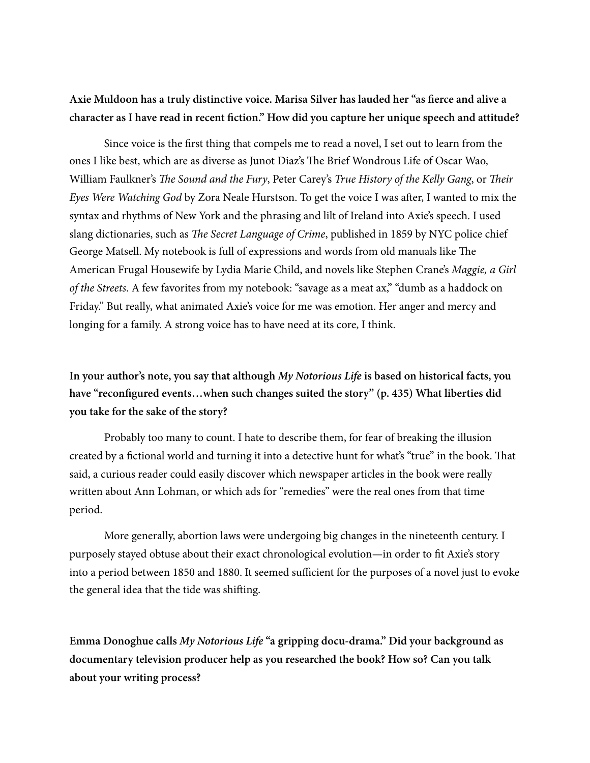**Axie Muldoon has a truly distinctive voice. Marisa Silver has lauded her "as fierce and alive a character as I have read in recent fiction." How did you capture her unique speech and attitude?**

Since voice is the first thing that compels me to read a novel, I set out to learn from the ones I like best, which are as diverse as Junot Diaz's The Brief Wondrous Life of Oscar Wao, William Faulkner's *The Sound and the Fury*, Peter Carey's *True History of the Kelly Gang*, or *Their Eyes Were Watching God* by Zora Neale Hurstson. To get the voice I was after, I wanted to mix the syntax and rhythms of New York and the phrasing and lilt of Ireland into Axie's speech. I used slang dictionaries, such as *The Secret Language of Crime*, published in 1859 by NYC police chief George Matsell. My notebook is full of expressions and words from old manuals like The American Frugal Housewife by Lydia Marie Child, and novels like Stephen Crane's *Maggie, a Girl of the Streets*. A few favorites from my notebook: "savage as a meat ax," "dumb as a haddock on Friday." But really, what animated Axie's voice for me was emotion. Her anger and mercy and longing for a family. A strong voice has to have need at its core, I think.

**In your author's note, you say that although *My Notorious Life* is based on historical facts, you have "reconfigured events…when such changes suited the story" (p. 435) What liberties did you take for the sake of the story?**

Probably too many to count. I hate to describe them, for fear of breaking the illusion created by a fictional world and turning it into a detective hunt for what's "true" in the book. That said, a curious reader could easily discover which newspaper articles in the book were really written about Ann Lohman, or which ads for "remedies" were the real ones from that time period.

More generally, abortion laws were undergoing big changes in the nineteenth century. I purposely stayed obtuse about their exact chronological evolution—in order to fit Axie's story into a period between 1850 and 1880. It seemed sufficient for the purposes of a novel just to evoke the general idea that the tide was shifting.

**Emma Donoghue calls *My Notorious Life* "a gripping docu-drama." Did your background as documentary television producer help as you researched the book? How so? Can you talk about your writing process?**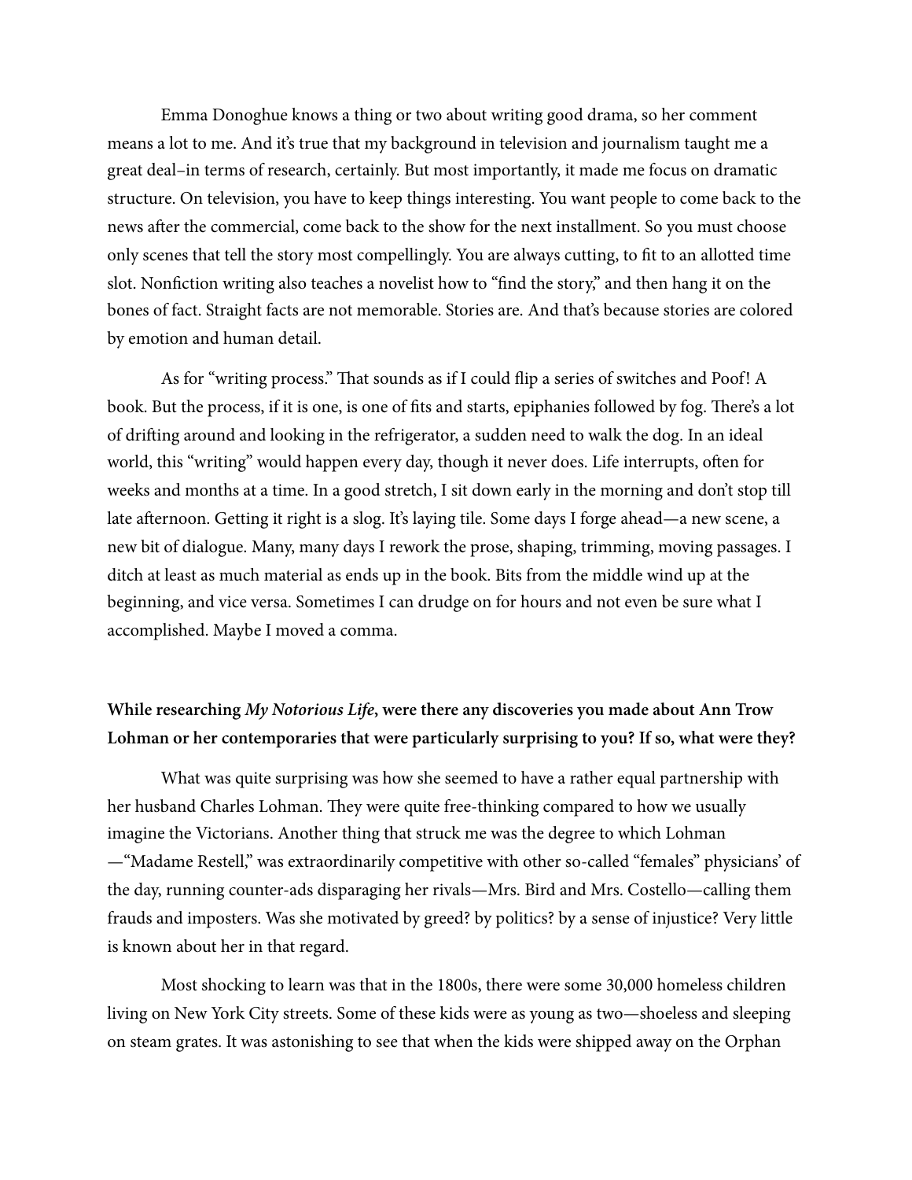Emma Donoghue knows a thing or two about writing good drama, so her comment means a lot to me. And it's true that my background in television and journalism taught me a great deal–in terms of research, certainly. But most importantly, it made me focus on dramatic structure. On television, you have to keep things interesting. You want people to come back to the news after the commercial, come back to the show for the next installment. So you must choose only scenes that tell the story most compellingly. You are always cutting, to fit to an allotted time slot. Nonfiction writing also teaches a novelist how to "find the story," and then hang it on the bones of fact. Straight facts are not memorable. Stories are. And that's because stories are colored by emotion and human detail.

As for "writing process." That sounds as if I could flip a series of switches and Poof! A book. But the process, if it is one, is one of fits and starts, epiphanies followed by fog. There's a lot of drifting around and looking in the refrigerator, a sudden need to walk the dog. In an ideal world, this "writing" would happen every day, though it never does. Life interrupts, often for weeks and months at a time. In a good stretch, I sit down early in the morning and don't stop till late afternoon. Getting it right is a slog. It's laying tile. Some days I forge ahead—a new scene, a new bit of dialogue. Many, many days I rework the prose, shaping, trimming, moving passages. I ditch at least as much material as ends up in the book. Bits from the middle wind up at the beginning, and vice versa. Sometimes I can drudge on for hours and not even be sure what I accomplished. Maybe I moved a comma.

**While researching *My Notorious Life*, were there any discoveries you made about Ann Trow Lohman or her contemporaries that were particularly surprising to you? If so, what were they?**

What was quite surprising was how she seemed to have a rather equal partnership with her husband Charles Lohman. They were quite free-thinking compared to how we usually imagine the Victorians. Another thing that struck me was the degree to which Lohman—"Madame Restell," was extraordinarily competitive with other so-called "females" physicians' of the day, running counter-ads disparaging her rivals—Mrs. Bird and Mrs. Costello—calling them frauds and imposters. Was she motivated by greed? by politics? by a sense of injustice? Very little is known about her in that regard.

Most shocking to learn was that in the 1800s, there were some 30,000 homeless children living on New York City streets. Some of these kids were as young as two—shoeless and sleeping on steam grates. It was astonishing to see that when the kids were shipped away on the Orphan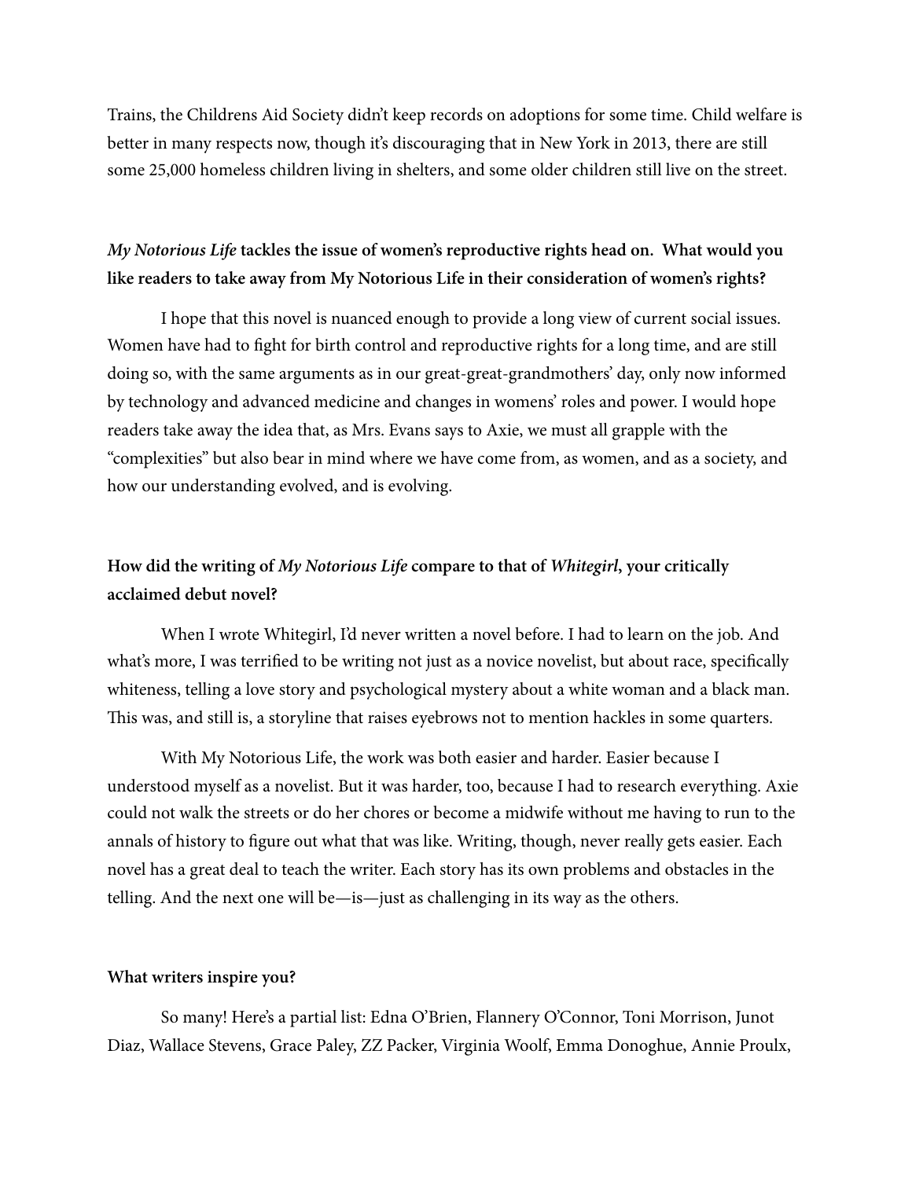Trains, the Childrens Aid Society didn't keep records on adoptions for some time. Child welfare is better in many respects now, though it's discouraging that in New York in 2013, there are still some 25,000 homeless children living in shelters, and some older children still live on the street.

**_My Notorious Life_ tackles the issue of women's reproductive rights head on. What would you like readers to take away from My Notorious Life in their consideration of women's rights?**

I hope that this novel is nuanced enough to provide a long view of current social issues. Women have had to fight for birth control and reproductive rights for a long time, and are still doing so, with the same arguments as in our great-great-grandmothers' day, only now informed by technology and advanced medicine and changes in womens' roles and power. I would hope readers take away the idea that, as Mrs. Evans says to Axie, we must all grapple with the "complexities" but also bear in mind where we have come from, as women, and as a society, and how our understanding evolved, and is evolving.

**How did the writing of _My Notorious Life_ compare to that of _Whitegirl_, your critically acclaimed debut novel?**

When I wrote Whitegirl, I'd never written a novel before. I had to learn on the job. And what's more, I was terrified to be writing not just as a novice novelist, but about race, specifically whiteness, telling a love story and psychological mystery about a white woman and a black man. This was, and still is, a storyline that raises eyebrows not to mention hackles in some quarters.

With My Notorious Life, the work was both easier and harder. Easier because I understood myself as a novelist. But it was harder, too, because I had to research everything. Axie could not walk the streets or do her chores or become a midwife without me having to run to the annals of history to figure out what that was like. Writing, though, never really gets easier. Each novel has a great deal to teach the writer. Each story has its own problems and obstacles in the telling. And the next one will be—is—just as challenging in its way as the others.

**What writers inspire you?**

So many! Here's a partial list: Edna O'Brien, Flannery O'Connor, Toni Morrison, Junot Diaz, Wallace Stevens, Grace Paley, ZZ Packer, Virginia Woolf, Emma Donoghue, Annie Proulx,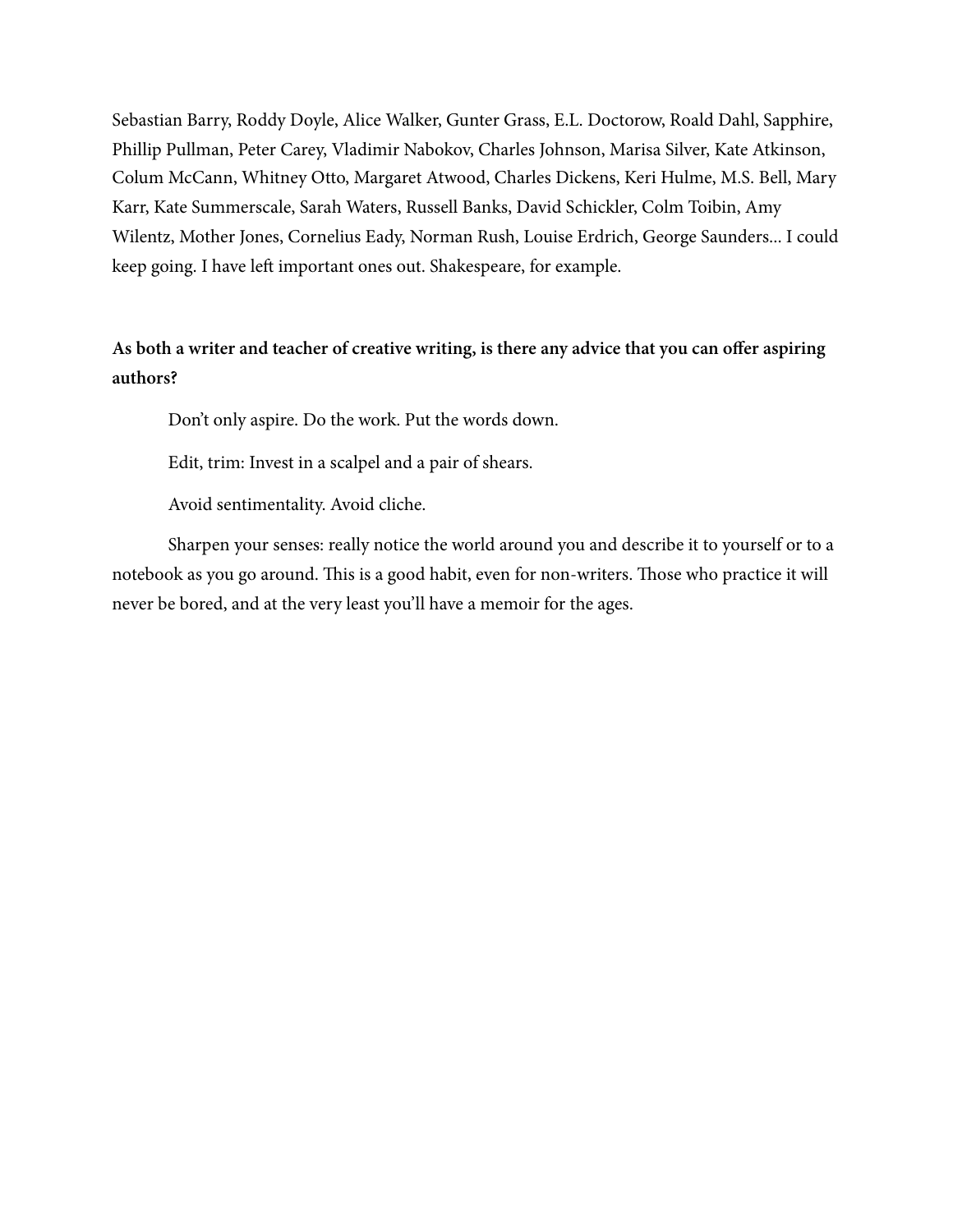Sebastian Barry, Roddy Doyle, Alice Walker, Gunter Grass, E.L. Doctorow, Roald Dahl, Sapphire, Phillip Pullman, Peter Carey, Vladimir Nabokov, Charles Johnson, Marisa Silver, Kate Atkinson, Colum McCann, Whitney Otto, Margaret Atwood, Charles Dickens, Keri Hulme, M.S. Bell, Mary Karr, Kate Summerscale, Sarah Waters, Russell Banks, David Schickler, Colm Toibin, Amy Wilentz, Mother Jones, Cornelius Eady, Norman Rush, Louise Erdrich, George Saunders... I could keep going. I have left important ones out. Shakespeare, for example.

**As both a writer and teacher of creative writing, is there any advice that you can offer aspiring authors?**

Don't only aspire. Do the work. Put the words down.

Edit, trim: Invest in a scalpel and a pair of shears.

Avoid sentimentality. Avoid cliche.

Sharpen your senses: really notice the world around you and describe it to yourself or to a notebook as you go around. This is a good habit, even for non-writers. Those who practice it will never be bored, and at the very least you'll have a memoir for the ages.